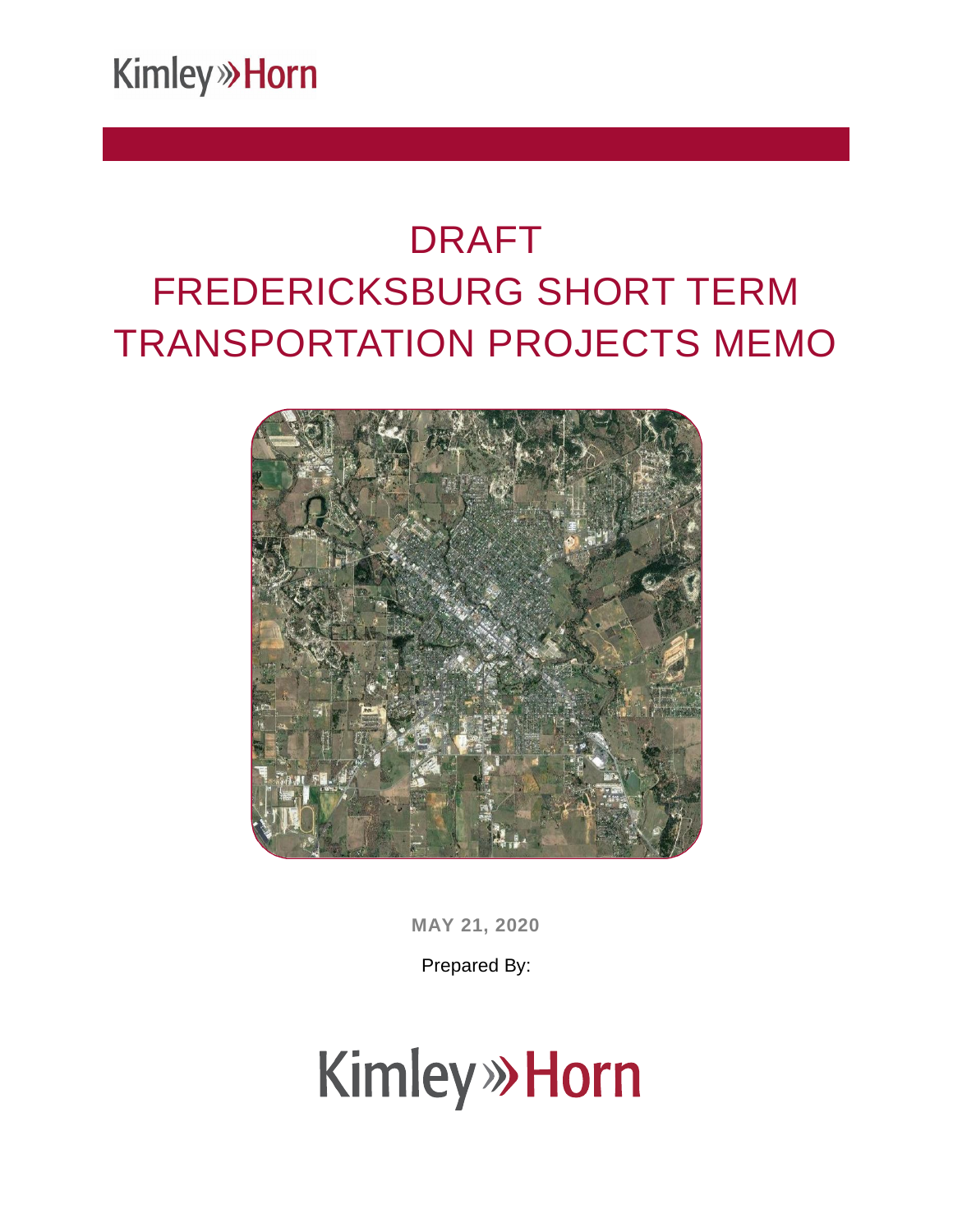Kimley»Horn

# DRAFT
# FREDERICKSBURG SHORT TERM TRANSPORTATION PROJECTS MEMO

**MAY 21, 2020**

Prepared By:

Kimley»Horn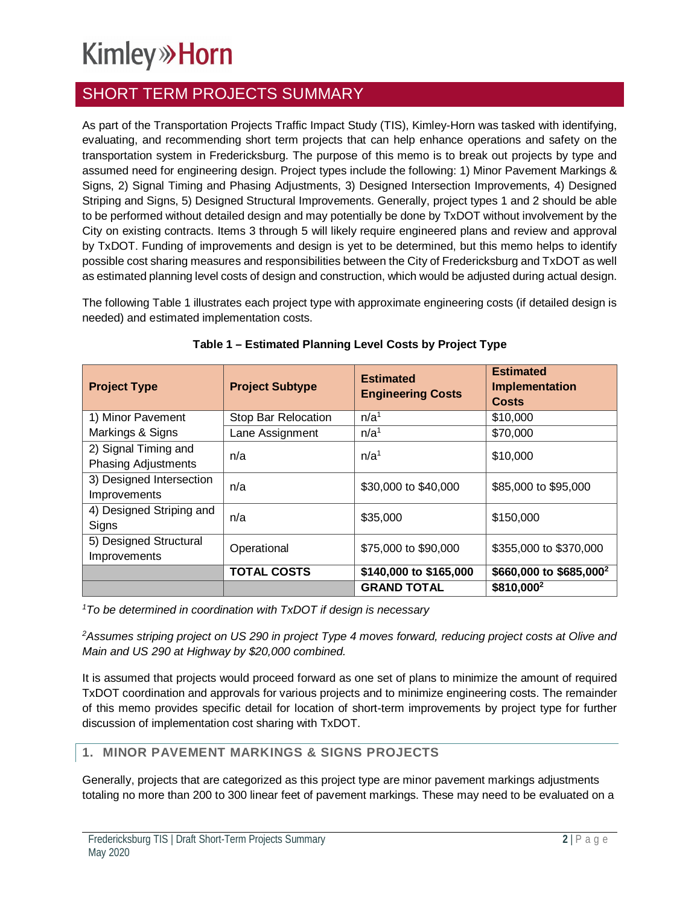Kimley»Horn

# SHORT TERM PROJECTS SUMMARY

As part of the Transportation Projects Traffic Impact Study (TIS), Kimley-Horn was tasked with identifying, evaluating, and recommending short term projects that can help enhance operations and safety on the transportation system in Fredericksburg. The purpose of this memo is to break out projects by type and assumed need for engineering design. Project types include the following: 1) Minor Pavement Markings & Signs, 2) Signal Timing and Phasing Adjustments, 3) Designed Intersection Improvements, 4) Designed Striping and Signs, 5) Designed Structural Improvements. Generally, project types 1 and 2 should be able to be performed without detailed design and may potentially be done by TxDOT without involvement by the City on existing contracts. Items 3 through 5 will likely require engineered plans and review and approval by TxDOT. Funding of improvements and design is yet to be determined, but this memo helps to identify possible cost sharing measures and responsibilities between the City of Fredericksburg and TxDOT as well as estimated planning level costs of design and construction, which would be adjusted during actual design.

The following Table 1 illustrates each project type with approximate engineering costs (if detailed design is needed) and estimated implementation costs.

**Table 1 – Estimated Planning Level Costs by Project Type**

| Project Type | Project Subtype | Estimated Engineering Costs | Estimated Implementation Costs |
|---|---|---|---|
| 1) Minor Pavement Markings & Signs | Stop Bar Relocation | n/a[1] | $10,000 |
| | Lane Assignment | n/a[1] | $70,000 |
| 2) Signal Timing and Phasing Adjustments | n/a | n/a[1] | $10,000 |
| 3) Designed Intersection Improvements | n/a | $30,000 to $40,000 | $85,000 to $95,000 |
| 4) Designed Striping and Signs | n/a | $35,000 | $150,000 |
| 5) Designed Structural Improvements | Operational | $75,000 to $90,000 | $355,000 to $370,000 |
| | **TOTAL COSTS** | **$140,000 to $165,000** | **$660,000 to $685,000[2]** |
| | | **GRAND TOTAL** | **$810,000[2]** |

*[1]To be determined in coordination with TxDOT if design is necessary*

*[2]Assumes striping project on US 290 in project Type 4 moves forward, reducing project costs at Olive and Main and US 290 at Highway by $20,000 combined.*

It is assumed that projects would proceed forward as one set of plans to minimize the amount of required TxDOT coordination and approvals for various projects and to minimize engineering costs. The remainder of this memo provides specific detail for location of short-term improvements by project type for further discussion of implementation cost sharing with TxDOT.

## 1. MINOR PAVEMENT MARKINGS & SIGNS PROJECTS

Generally, projects that are categorized as this project type are minor pavement markings adjustments totaling no more than 200 to 300 linear feet of pavement markings. These may need to be evaluated on a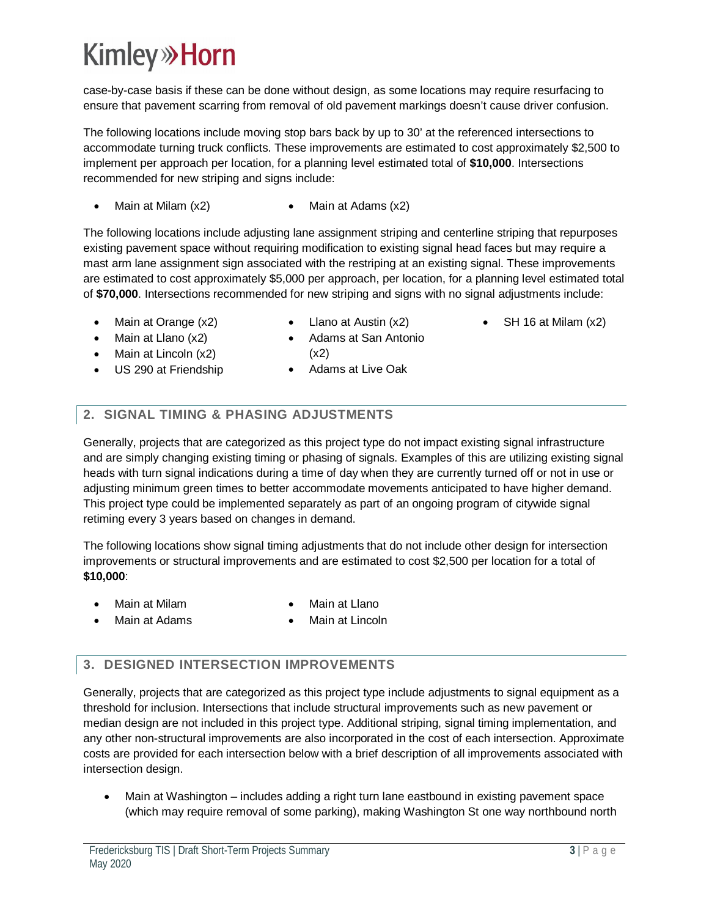case-by-case basis if these can be done without design, as some locations may require resurfacing to ensure that pavement scarring from removal of old pavement markings doesn't cause driver confusion.

The following locations include moving stop bars back by up to 30' at the referenced intersections to accommodate turning truck conflicts. These improvements are estimated to cost approximately $2,500 to implement per approach per location, for a planning level estimated total of **$10,000**. Intersections recommended for new striping and signs include:

- Main at Milam (x2)
- Main at Adams (x2)

The following locations include adjusting lane assignment striping and centerline striping that repurposes existing pavement space without requiring modification to existing signal head faces but may require a mast arm lane assignment sign associated with the restriping at an existing signal. These improvements are estimated to cost approximately $5,000 per approach, per location, for a planning level estimated total of **$70,000**. Intersections recommended for new striping and signs with no signal adjustments include:

- Main at Orange (x2)
- Main at Llano (x2)
- Main at Lincoln (x2)
- US 290 at Friendship
- Llano at Austin (x2)
- Adams at San Antonio (x2)
- Adams at Live Oak
- SH 16 at Milam (x2)

## 2. SIGNAL TIMING & PHASING ADJUSTMENTS

Generally, projects that are categorized as this project type do not impact existing signal infrastructure and are simply changing existing timing or phasing of signals. Examples of this are utilizing existing signal heads with turn signal indications during a time of day when they are currently turned off or not in use or adjusting minimum green times to better accommodate movements anticipated to have higher demand. This project type could be implemented separately as part of an ongoing program of citywide signal retiming every 3 years based on changes in demand.

The following locations show signal timing adjustments that do not include other design for intersection improvements or structural improvements and are estimated to cost $2,500 per location for a total of **$10,000**:

- Main at Milam
- Main at Adams
- Main at Llano
- Main at Lincoln

## 3. DESIGNED INTERSECTION IMPROVEMENTS

Generally, projects that are categorized as this project type include adjustments to signal equipment as a threshold for inclusion. Intersections that include structural improvements such as new pavement or median design are not included in this project type. Additional striping, signal timing implementation, and any other non-structural improvements are also incorporated in the cost of each intersection. Approximate costs are provided for each intersection below with a brief description of all improvements associated with intersection design.

- Main at Washington – includes adding a right turn lane eastbound in existing pavement space (which may require removal of some parking), making Washington St one way northbound north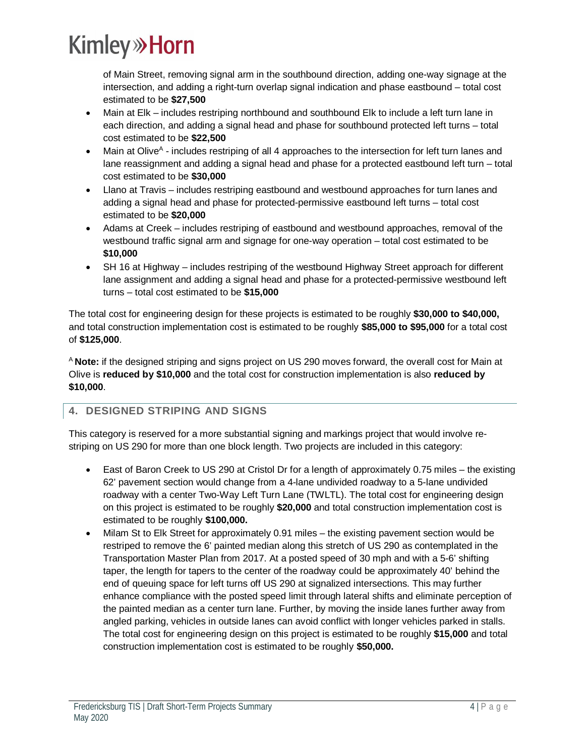of Main Street, removing signal arm in the southbound direction, adding one-way signage at the intersection, and adding a right-turn overlap signal indication and phase eastbound – total cost estimated to be **$27,500**

- Main at Elk – includes restriping northbound and southbound Elk to include a left turn lane in each direction, and adding a signal head and phase for southbound protected left turns – total cost estimated to be **$22,500**
- Main at Olive[A] - includes restriping of all 4 approaches to the intersection for left turn lanes and lane reassignment and adding a signal head and phase for a protected eastbound left turn – total cost estimated to be **$30,000**
- Llano at Travis – includes restriping eastbound and westbound approaches for turn lanes and adding a signal head and phase for protected-permissive eastbound left turns – total cost estimated to be **$20,000**
- Adams at Creek – includes restriping of eastbound and westbound approaches, removal of the westbound traffic signal arm and signage for one-way operation – total cost estimated to be **$10,000**
- SH 16 at Highway – includes restriping of the westbound Highway Street approach for different lane assignment and adding a signal head and phase for a protected-permissive westbound left turns – total cost estimated to be **$15,000**

The total cost for engineering design for these projects is estimated to be roughly **$30,000 to $40,000,** and total construction implementation cost is estimated to be roughly **$85,000 to $95,000** for a total cost of **$125,000**.

[A] **Note:** if the designed striping and signs project on US 290 moves forward, the overall cost for Main at Olive is **reduced by $10,000** and the total cost for construction implementation is also **reduced by $10,000**.

## 4. DESIGNED STRIPING AND SIGNS

This category is reserved for a more substantial signing and markings project that would involve re-striping on US 290 for more than one block length. Two projects are included in this category:

- East of Baron Creek to US 290 at Cristol Dr for a length of approximately 0.75 miles – the existing 62' pavement section would change from a 4-lane undivided roadway to a 5-lane undivided roadway with a center Two-Way Left Turn Lane (TWLTL). The total cost for engineering design on this project is estimated to be roughly **$20,000** and total construction implementation cost is estimated to be roughly **$100,000.**
- Milam St to Elk Street for approximately 0.91 miles – the existing pavement section would be restriped to remove the 6' painted median along this stretch of US 290 as contemplated in the Transportation Master Plan from 2017. At a posted speed of 30 mph and with a 5-6' shifting taper, the length for tapers to the center of the roadway could be approximately 40' behind the end of queuing space for left turns off US 290 at signalized intersections. This may further enhance compliance with the posted speed limit through lateral shifts and eliminate perception of the painted median as a center turn lane. Further, by moving the inside lanes further away from angled parking, vehicles in outside lanes can avoid conflict with longer vehicles parked in stalls. The total cost for engineering design on this project is estimated to be roughly **$15,000** and total construction implementation cost is estimated to be roughly **$50,000.**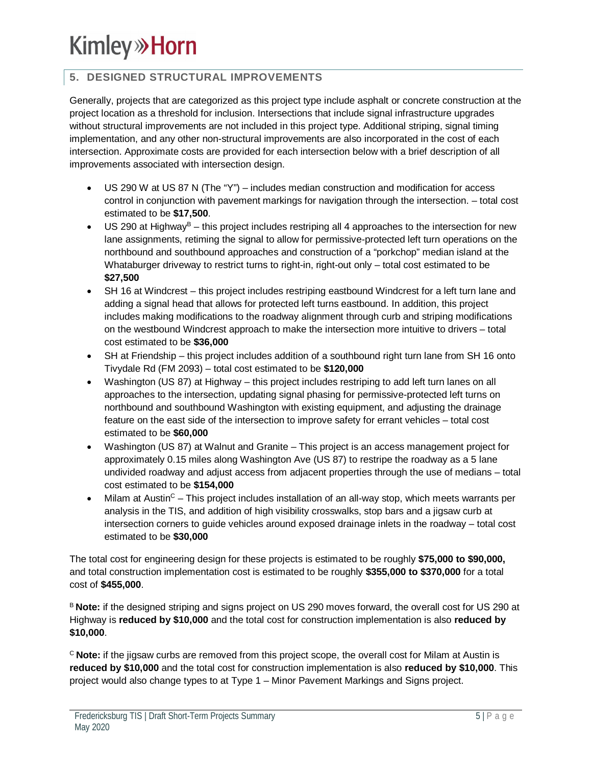## 5. DESIGNED STRUCTURAL IMPROVEMENTS

Generally, projects that are categorized as this project type include asphalt or concrete construction at the project location as a threshold for inclusion. Intersections that include signal infrastructure upgrades without structural improvements are not included in this project type. Additional striping, signal timing implementation, and any other non-structural improvements are also incorporated in the cost of each intersection. Approximate costs are provided for each intersection below with a brief description of all improvements associated with intersection design.

- US 290 W at US 87 N (The "Y") – includes median construction and modification for access control in conjunction with pavement markings for navigation through the intersection. – total cost estimated to be **$17,500**.
- US 290 at Highway[B] – this project includes restriping all 4 approaches to the intersection for new lane assignments, retiming the signal to allow for permissive-protected left turn operations on the northbound and southbound approaches and construction of a "porkchop" median island at the Whataburger driveway to restrict turns to right-in, right-out only – total cost estimated to be **$27,500**
- SH 16 at Windcrest – this project includes restriping eastbound Windcrest for a left turn lane and adding a signal head that allows for protected left turns eastbound. In addition, this project includes making modifications to the roadway alignment through curb and striping modifications on the westbound Windcrest approach to make the intersection more intuitive to drivers – total cost estimated to be **$36,000**
- SH at Friendship – this project includes addition of a southbound right turn lane from SH 16 onto Tivydale Rd (FM 2093) – total cost estimated to be **$120,000**
- Washington (US 87) at Highway – this project includes restriping to add left turn lanes on all approaches to the intersection, updating signal phasing for permissive-protected left turns on northbound and southbound Washington with existing equipment, and adjusting the drainage feature on the east side of the intersection to improve safety for errant vehicles – total cost estimated to be **$60,000**
- Washington (US 87) at Walnut and Granite – This project is an access management project for approximately 0.15 miles along Washington Ave (US 87) to restripe the roadway as a 5 lane undivided roadway and adjust access from adjacent properties through the use of medians – total cost estimated to be **$154,000**
- Milam at Austin[C] – This project includes installation of an all-way stop, which meets warrants per analysis in the TIS, and addition of high visibility crosswalks, stop bars and a jigsaw curb at intersection corners to guide vehicles around exposed drainage inlets in the roadway – total cost estimated to be **$30,000**

The total cost for engineering design for these projects is estimated to be roughly **$75,000 to $90,000,** and total construction implementation cost is estimated to be roughly **$355,000 to $370,000** for a total cost of **$455,000**.

[B] **Note:** if the designed striping and signs project on US 290 moves forward, the overall cost for US 290 at Highway is **reduced by $10,000** and the total cost for construction implementation is also **reduced by $10,000**.

[C] **Note:** if the jigsaw curbs are removed from this project scope, the overall cost for Milam at Austin is **reduced by $10,000** and the total cost for construction implementation is also **reduced by $10,000**. This project would also change types to at Type 1 – Minor Pavement Markings and Signs project.